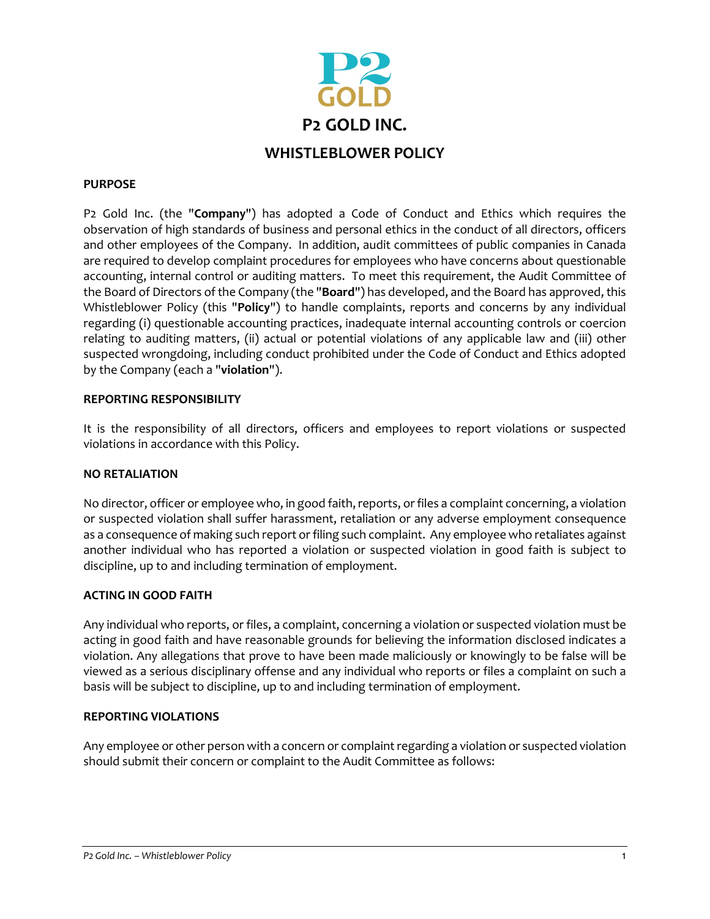# P2 GOLD INC.

## WHISTLEBLOWER POLICY

### PURPOSE

P2 Gold Inc. (the "**Company**") has adopted a Code of Conduct and Ethics which requires the observation of high standards of business and personal ethics in the conduct of all directors, officers and other employees of the Company. In addition, audit committees of public companies in Canada are required to develop complaint procedures for employees who have concerns about questionable accounting, internal control or auditing matters. To meet this requirement, the Audit Committee of the Board of Directors of the Company (the "**Board**") has developed, and the Board has approved, this Whistleblower Policy (this "**Policy**") to handle complaints, reports and concerns by any individual regarding (i) questionable accounting practices, inadequate internal accounting controls or coercion relating to auditing matters, (ii) actual or potential violations of any applicable law and (iii) other suspected wrongdoing, including conduct prohibited under the Code of Conduct and Ethics adopted by the Company (each a "**violation**").

### REPORTING RESPONSIBILITY

It is the responsibility of all directors, officers and employees to report violations or suspected violations in accordance with this Policy.

### NO RETALIATION

No director, officer or employee who, in good faith, reports, or files a complaint concerning, a violation or suspected violation shall suffer harassment, retaliation or any adverse employment consequence as a consequence of making such report or filing such complaint. Any employee who retaliates against another individual who has reported a violation or suspected violation in good faith is subject to discipline, up to and including termination of employment.

### ACTING IN GOOD FAITH

Any individual who reports, or files, a complaint, concerning a violation or suspected violation must be acting in good faith and have reasonable grounds for believing the information disclosed indicates a violation. Any allegations that prove to have been made maliciously or knowingly to be false will be viewed as a serious disciplinary offense and any individual who reports or files a complaint on such a basis will be subject to discipline, up to and including termination of employment.

### REPORTING VIOLATIONS

Any employee or other person with a concern or complaint regarding a violation or suspected violation should submit their concern or complaint to the Audit Committee as follows: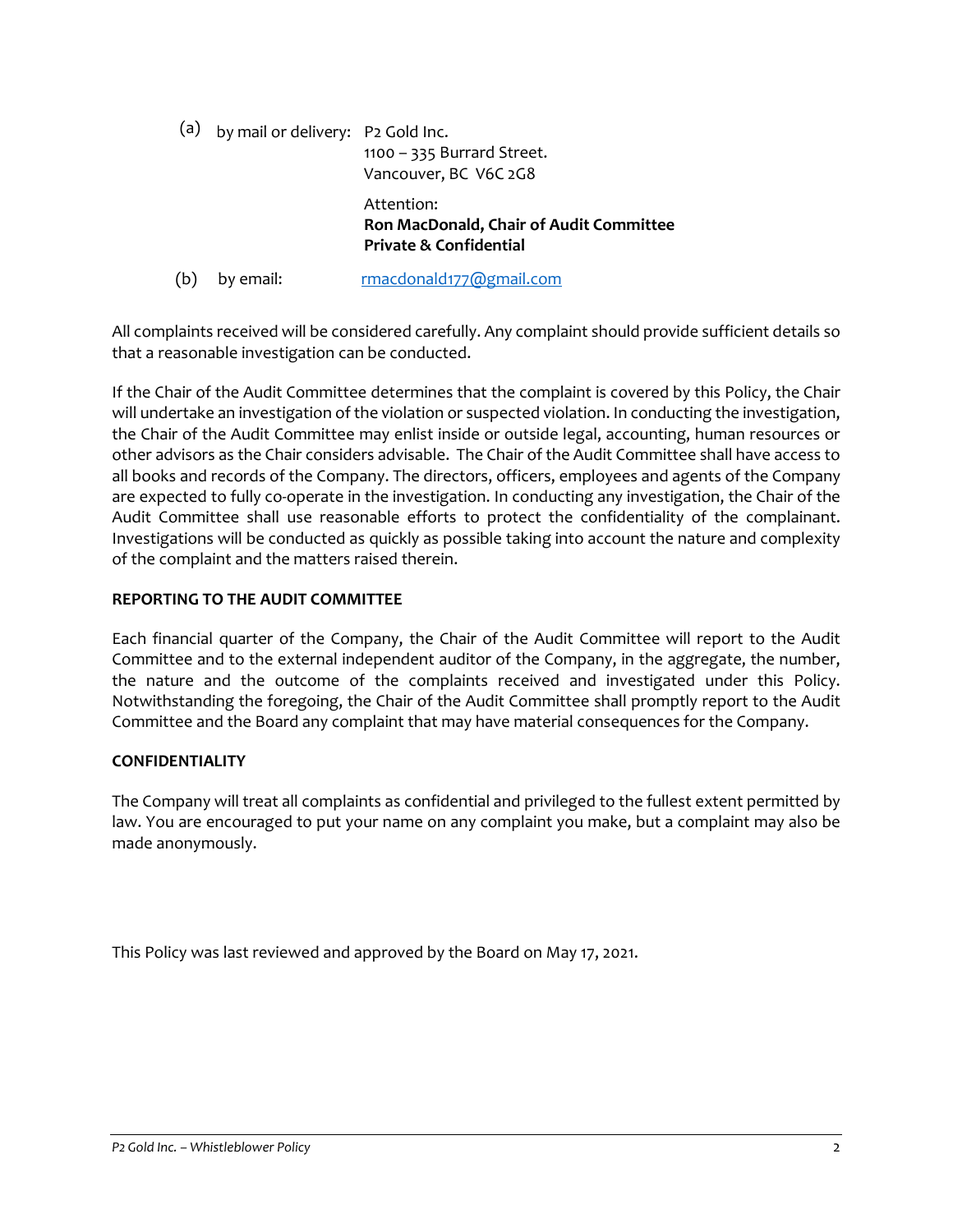(a) by mail or delivery: P2 Gold Inc.
1100 – 335 Burrard Street.
Vancouver, BC V6C 2G8

Attention:
**Ron MacDonald, Chair of Audit Committee**
**Private & Confidential**

(b) by email: rmacdonald177@gmail.com

All complaints received will be considered carefully. Any complaint should provide sufficient details so that a reasonable investigation can be conducted.

If the Chair of the Audit Committee determines that the complaint is covered by this Policy, the Chair will undertake an investigation of the violation or suspected violation. In conducting the investigation, the Chair of the Audit Committee may enlist inside or outside legal, accounting, human resources or other advisors as the Chair considers advisable. The Chair of the Audit Committee shall have access to all books and records of the Company. The directors, officers, employees and agents of the Company are expected to fully co-operate in the investigation. In conducting any investigation, the Chair of the Audit Committee shall use reasonable efforts to protect the confidentiality of the complainant. Investigations will be conducted as quickly as possible taking into account the nature and complexity of the complaint and the matters raised therein.

**REPORTING TO THE AUDIT COMMITTEE**

Each financial quarter of the Company, the Chair of the Audit Committee will report to the Audit Committee and to the external independent auditor of the Company, in the aggregate, the number, the nature and the outcome of the complaints received and investigated under this Policy. Notwithstanding the foregoing, the Chair of the Audit Committee shall promptly report to the Audit Committee and the Board any complaint that may have material consequences for the Company.

**CONFIDENTIALITY**

The Company will treat all complaints as confidential and privileged to the fullest extent permitted by law. You are encouraged to put your name on any complaint you make, but a complaint may also be made anonymously.

This Policy was last reviewed and approved by the Board on May 17, 2021.